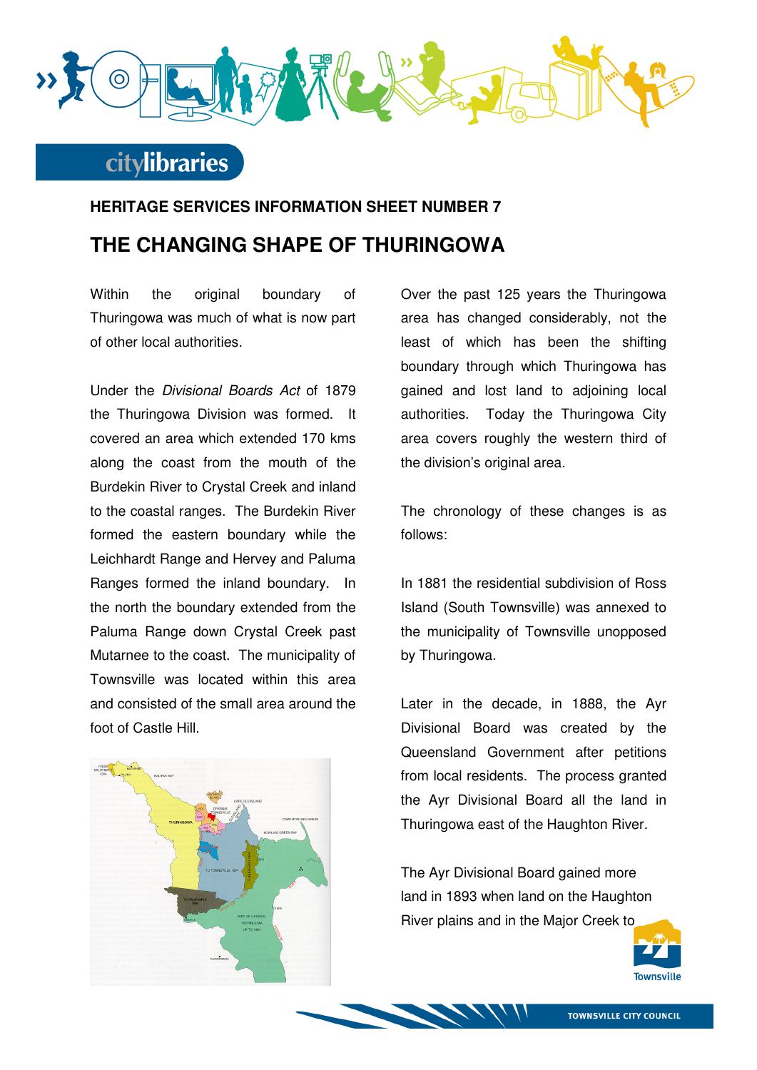HERITAGE SERVICES INFORMATION SHEET NUMBER 7

# THE CHANGING SHAPE OF THURINGOWA

Within the original boundary of Thuringowa was much of what is now part of other local authorities.

Under the *Divisional Boards Act* of 1879 the Thuringowa Division was formed. It covered an area which extended 170 kms along the coast from the mouth of the Burdekin River to Crystal Creek and inland to the coastal ranges. The Burdekin River formed the eastern boundary while the Leichhardt Range and Hervey and Paluma Ranges formed the inland boundary. In the north the boundary extended from the Paluma Range down Crystal Creek past Mutarnee to the coast. The municipality of Townsville was located within this area and consisted of the small area around the foot of Castle Hill.

Over the past 125 years the Thuringowa area has changed considerably, not the least of which has been the shifting boundary through which Thuringowa has gained and lost land to adjoining local authorities. Today the Thuringowa City area covers roughly the western third of the division's original area.

The chronology of these changes is as follows:

In 1881 the residential subdivision of Ross Island (South Townsville) was annexed to the municipality of Townsville unopposed by Thuringowa.

Later in the decade, in 1888, the Ayr Divisional Board was created by the Queensland Government after petitions from local residents. The process granted the Ayr Divisional Board all the land in Thuringowa east of the Haughton River.

The Ayr Divisional Board gained more land in 1893 when land on the Haughton River plains and in the Major Creek to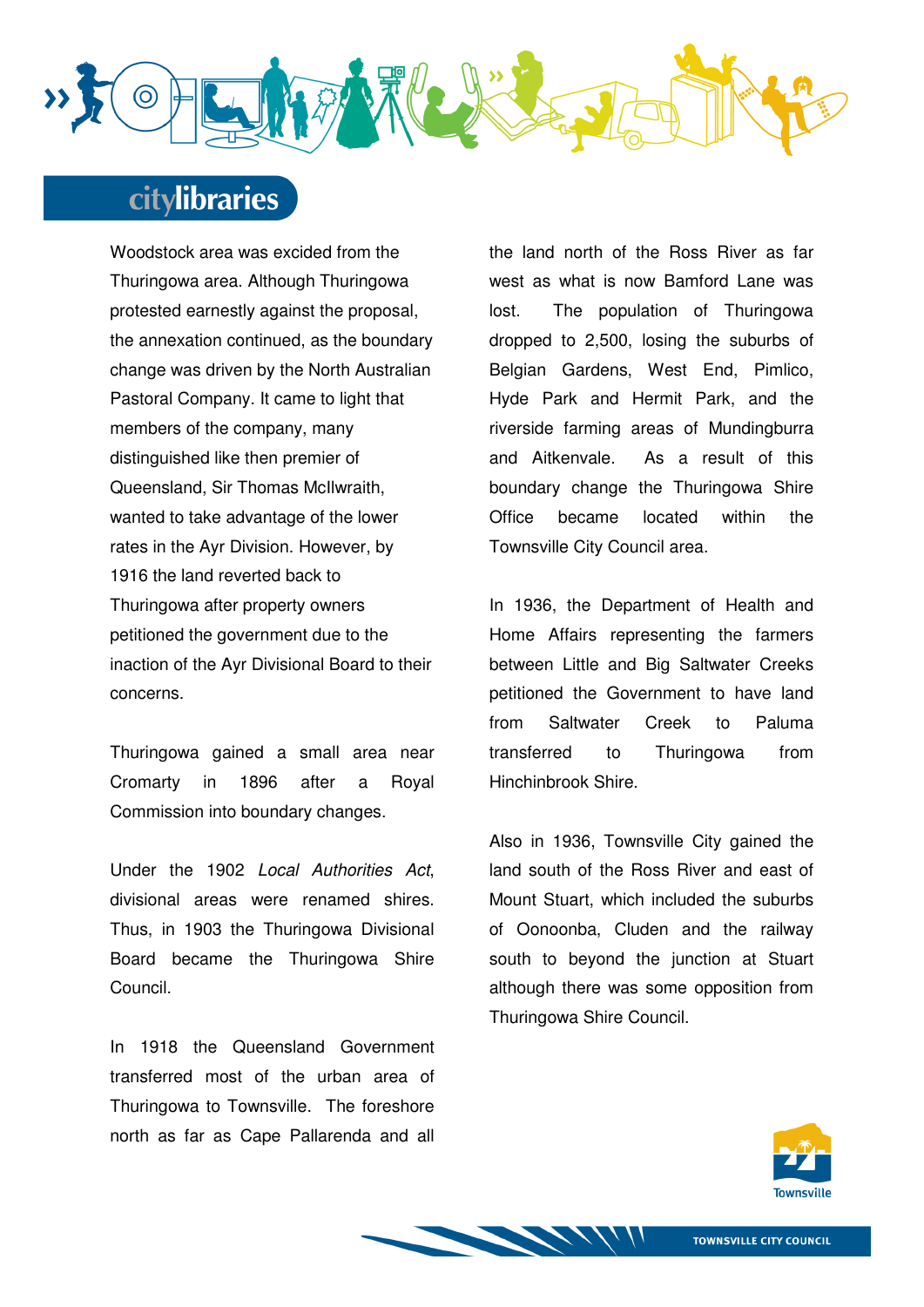Woodstock area was excided from the Thuringowa area. Although Thuringowa protested earnestly against the proposal, the annexation continued, as the boundary change was driven by the North Australian Pastoral Company. It came to light that members of the company, many distinguished like then premier of Queensland, Sir Thomas McIlwraith, wanted to take advantage of the lower rates in the Ayr Division. However, by 1916 the land reverted back to Thuringowa after property owners petitioned the government due to the inaction of the Ayr Divisional Board to their concerns.

Thuringowa gained a small area near Cromarty in 1896 after a Royal Commission into boundary changes.

Under the 1902 *Local Authorities Act*, divisional areas were renamed shires. Thus, in 1903 the Thuringowa Divisional Board became the Thuringowa Shire Council.

In 1918 the Queensland Government transferred most of the urban area of Thuringowa to Townsville. The foreshore north as far as Cape Pallarenda and all the land north of the Ross River as far west as what is now Bamford Lane was lost. The population of Thuringowa dropped to 2,500, losing the suburbs of Belgian Gardens, West End, Pimlico, Hyde Park and Hermit Park, and the riverside farming areas of Mundingburra and Aitkenvale. As a result of this boundary change the Thuringowa Shire Office became located within the Townsville City Council area.

In 1936, the Department of Health and Home Affairs representing the farmers between Little and Big Saltwater Creeks petitioned the Government to have land from Saltwater Creek to Paluma transferred to Thuringowa from Hinchinbrook Shire.

Also in 1936, Townsville City gained the land south of the Ross River and east of Mount Stuart, which included the suburbs of Oonoonba, Cluden and the railway south to beyond the junction at Stuart although there was some opposition from Thuringowa Shire Council.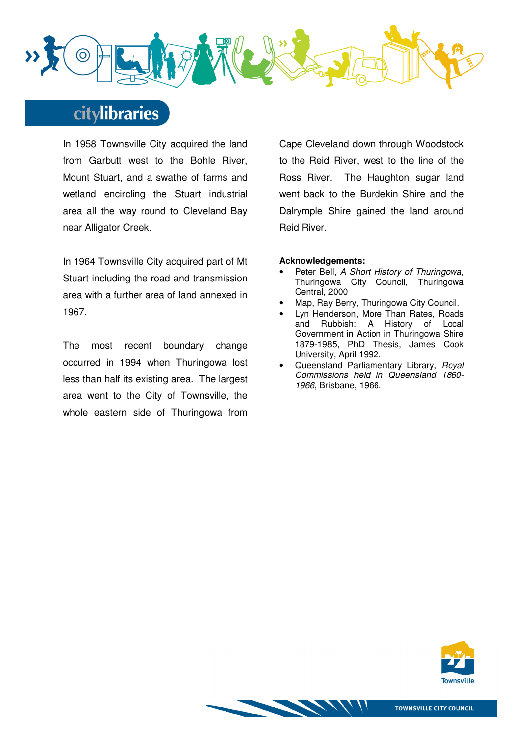In 1958 Townsville City acquired the land from Garbutt west to the Bohle River, Mount Stuart, and a swathe of farms and wetland encircling the Stuart industrial area all the way round to Cleveland Bay near Alligator Creek.

In 1964 Townsville City acquired part of Mt Stuart including the road and transmission area with a further area of land annexed in 1967.

The most recent boundary change occurred in 1994 when Thuringowa lost less than half its existing area. The largest area went to the City of Townsville, the whole eastern side of Thuringowa from Cape Cleveland down through Woodstock to the Reid River, west to the line of the Ross River. The Haughton sugar land went back to the Burdekin Shire and the Dalrymple Shire gained the land around Reid River.

**Acknowledgements:**

- Peter Bell, *A Short History of Thuringowa*, Thuringowa City Council, Thuringowa Central, 2000
- Map, Ray Berry, Thuringowa City Council.
- Lyn Henderson, More Than Rates, Roads and Rubbish: A History of Local Government in Action in Thuringowa Shire 1879-1985, PhD Thesis, James Cook University, April 1992.
- Queensland Parliamentary Library, *Royal Commissions held in Queensland 1860-1966*, Brisbane, 1966.